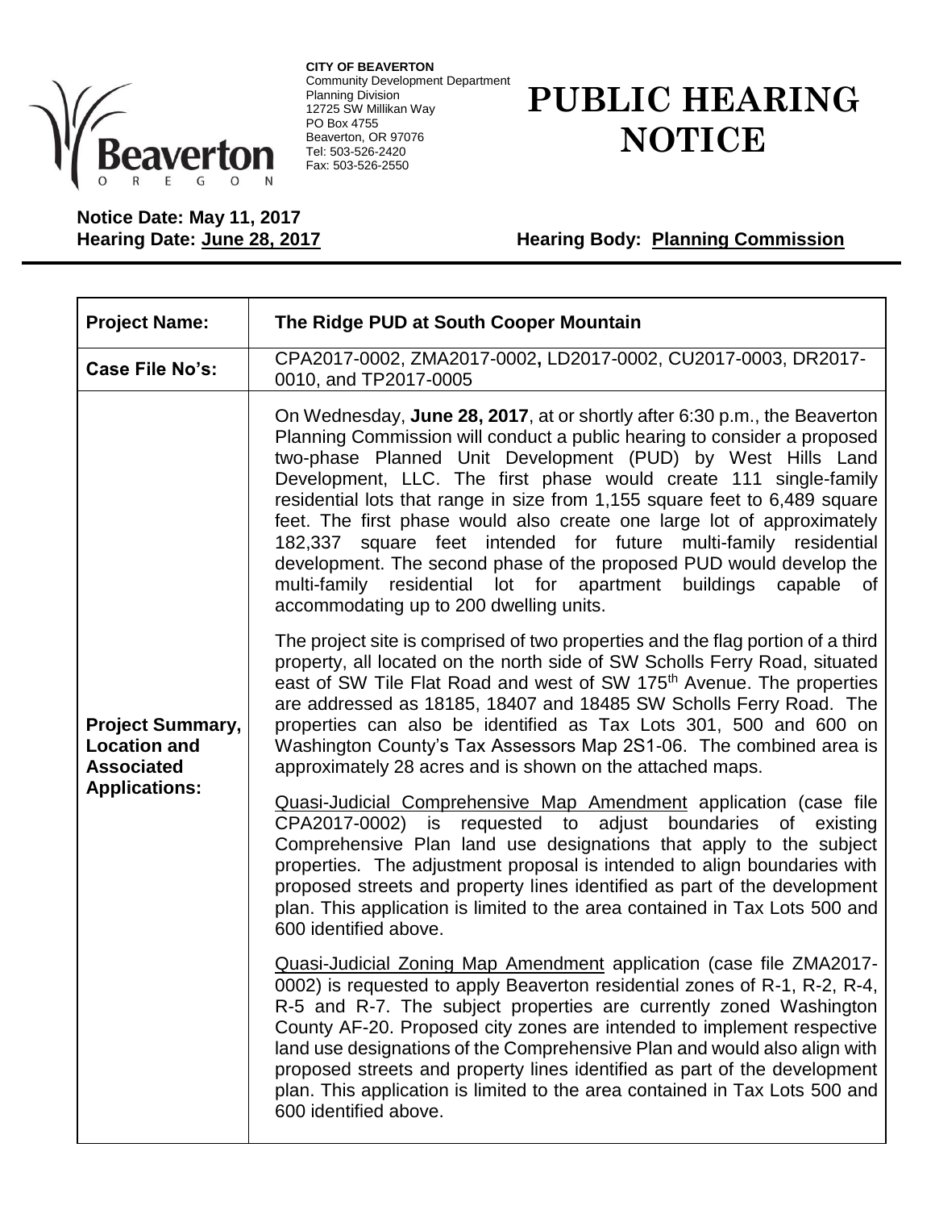**CITY OF BEAVERTON**
Community Development Department
Planning Division
12725 SW Millikan Way
PO Box 4755
Beaverton, OR 97076
Tel: 503-526-2420
Fax: 503-526-2550

# PUBLIC HEARING NOTICE

**Notice Date: May 11, 2017**
**Hearing Date: June 28, 2017** **Hearing Body: Planning Commission**

| | |
|---|---|
| **Project Name:** | **The Ridge PUD at South Cooper Mountain** |
| **Case File No's:** | CPA2017-0002, ZMA2017-0002**,** LD2017-0002, CU2017-0003, DR2017-0010, and TP2017-0005 |
| **Project Summary, Location and Associated Applications:** | On Wednesday, **June 28, 2017**, at or shortly after 6:30 p.m., the Beaverton Planning Commission will conduct a public hearing to consider a proposed two-phase Planned Unit Development (PUD) by West Hills Land Development, LLC. The first phase would create 111 single-family residential lots that range in size from 1,155 square feet to 6,489 square feet. The first phase would also create one large lot of approximately 182,337 square feet intended for future multi-family residential development. The second phase of the proposed PUD would develop the multi-family residential lot for apartment buildings capable of accommodating up to 200 dwelling units.<br><br>The project site is comprised of two properties and the flag portion of a third property, all located on the north side of SW Scholls Ferry Road, situated east of SW Tile Flat Road and west of SW 175th Avenue. The properties are addressed as 18185, 18407 and 18485 SW Scholls Ferry Road. The properties can also be identified as Tax Lots 301, 500 and 600 on Washington County's Tax Assessors Map 2S1-06. The combined area is approximately 28 acres and is shown on the attached maps.<br><br>Quasi-Judicial Comprehensive Map Amendment application (case file CPA2017-0002) is requested to adjust boundaries of existing Comprehensive Plan land use designations that apply to the subject properties. The adjustment proposal is intended to align boundaries with proposed streets and property lines identified as part of the development plan. This application is limited to the area contained in Tax Lots 500 and 600 identified above.<br><br>Quasi-Judicial Zoning Map Amendment application (case file ZMA2017-0002) is requested to apply Beaverton residential zones of R-1, R-2, R-4, R-5 and R-7. The subject properties are currently zoned Washington County AF-20. Proposed city zones are intended to implement respective land use designations of the Comprehensive Plan and would also align with proposed streets and property lines identified as part of the development plan. This application is limited to the area contained in Tax Lots 500 and 600 identified above. |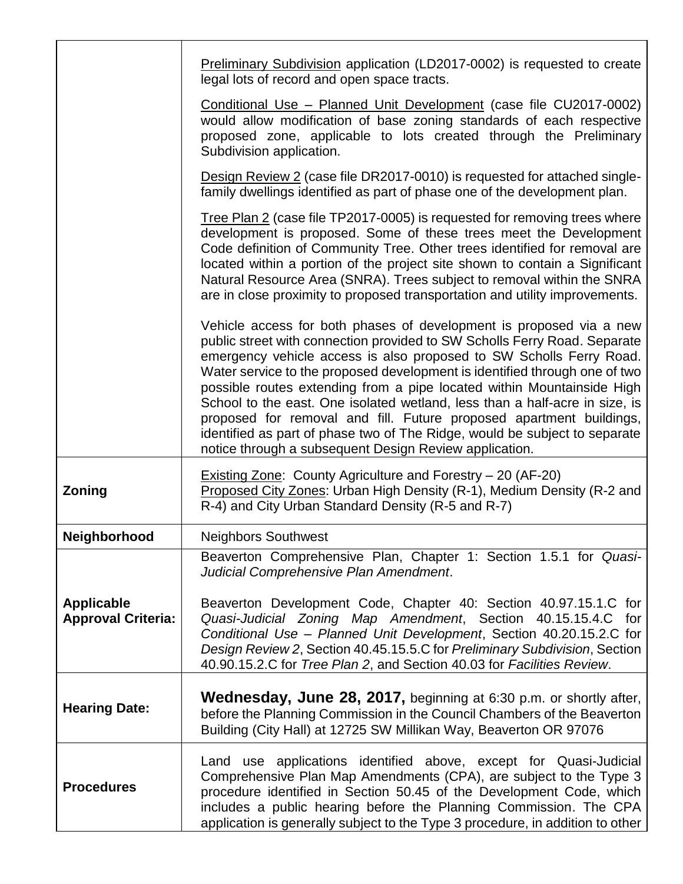| | |
|---|---|
| | Preliminary Subdivision application (LD2017-0002) is requested to create legal lots of record and open space tracts.<br><br>Conditional Use – Planned Unit Development (case file CU2017-0002) would allow modification of base zoning standards of each respective proposed zone, applicable to lots created through the Preliminary Subdivision application.<br><br>Design Review 2 (case file DR2017-0010) is requested for attached single-family dwellings identified as part of phase one of the development plan.<br><br>Tree Plan 2 (case file TP2017-0005) is requested for removing trees where development is proposed. Some of these trees meet the Development Code definition of Community Tree. Other trees identified for removal are located within a portion of the project site shown to contain a Significant Natural Resource Area (SNRA). Trees subject to removal within the SNRA are in close proximity to proposed transportation and utility improvements.<br><br>Vehicle access for both phases of development is proposed via a new public street with connection provided to SW Scholls Ferry Road. Separate emergency vehicle access is also proposed to SW Scholls Ferry Road. Water service to the proposed development is identified through one of two possible routes extending from a pipe located within Mountainside High School to the east. One isolated wetland, less than a half-acre in size, is proposed for removal and fill. Future proposed apartment buildings, identified as part of phase two of The Ridge, would be subject to separate notice through a subsequent Design Review application. |
| **Zoning** | Existing Zone: County Agriculture and Forestry – 20 (AF-20)<br>Proposed City Zones: Urban High Density (R-1), Medium Density (R-2 and R-4) and City Urban Standard Density (R-5 and R-7) |
| **Neighborhood** | Neighbors Southwest |
| **Applicable Approval Criteria:** | Beaverton Comprehensive Plan, Chapter 1: Section 1.5.1 for *Quasi-Judicial Comprehensive Plan Amendment*.<br><br>Beaverton Development Code, Chapter 40: Section 40.97.15.1.C for *Quasi-Judicial Zoning Map Amendment*, Section 40.15.15.4.C for *Conditional Use – Planned Unit Development*, Section 40.20.15.2.C for *Design Review 2*, Section 40.45.15.5.C for *Preliminary Subdivision*, Section 40.90.15.2.C for *Tree Plan 2*, and Section 40.03 for *Facilities Review*. |
| **Hearing Date:** | **Wednesday, June 28, 2017,** beginning at 6:30 p.m. or shortly after, before the Planning Commission in the Council Chambers of the Beaverton Building (City Hall) at 12725 SW Millikan Way, Beaverton OR 97076 |
| **Procedures** | Land use applications identified above, except for Quasi-Judicial Comprehensive Plan Map Amendments (CPA), are subject to the Type 3 procedure identified in Section 50.45 of the Development Code, which includes a public hearing before the Planning Commission. The CPA application is generally subject to the Type 3 procedure, in addition to other |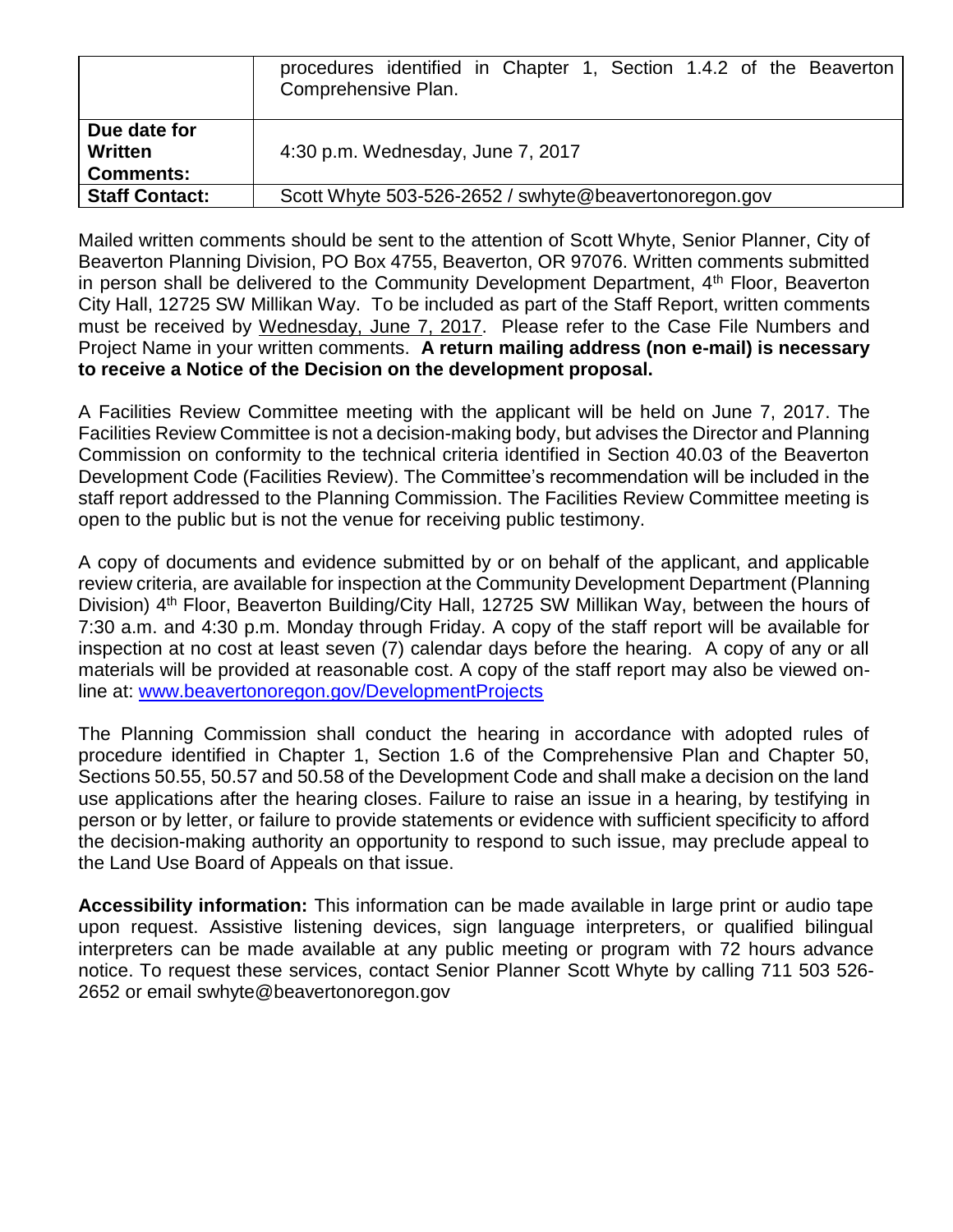| | |
|---|---|
| | procedures identified in Chapter 1, Section 1.4.2 of the Beaverton Comprehensive Plan. |
| **Due date for Written Comments:** | 4:30 p.m. Wednesday, June 7, 2017 |
| **Staff Contact:** | Scott Whyte 503-526-2652 / swhyte@beavertonoregon.gov |

Mailed written comments should be sent to the attention of Scott Whyte, Senior Planner, City of Beaverton Planning Division, PO Box 4755, Beaverton, OR 97076. Written comments submitted in person shall be delivered to the Community Development Department, 4th Floor, Beaverton City Hall, 12725 SW Millikan Way. To be included as part of the Staff Report, written comments must be received by Wednesday, June 7, 2017. Please refer to the Case File Numbers and Project Name in your written comments. **A return mailing address (non e-mail) is necessary to receive a Notice of the Decision on the development proposal.**

A Facilities Review Committee meeting with the applicant will be held on June 7, 2017. The Facilities Review Committee is not a decision-making body, but advises the Director and Planning Commission on conformity to the technical criteria identified in Section 40.03 of the Beaverton Development Code (Facilities Review). The Committee's recommendation will be included in the staff report addressed to the Planning Commission. The Facilities Review Committee meeting is open to the public but is not the venue for receiving public testimony.

A copy of documents and evidence submitted by or on behalf of the applicant, and applicable review criteria, are available for inspection at the Community Development Department (Planning Division) 4th Floor, Beaverton Building/City Hall, 12725 SW Millikan Way, between the hours of 7:30 a.m. and 4:30 p.m. Monday through Friday. A copy of the staff report will be available for inspection at no cost at least seven (7) calendar days before the hearing. A copy of any or all materials will be provided at reasonable cost. A copy of the staff report may also be viewed on-line at: www.beavertonoregon.gov/DevelopmentProjects

The Planning Commission shall conduct the hearing in accordance with adopted rules of procedure identified in Chapter 1, Section 1.6 of the Comprehensive Plan and Chapter 50, Sections 50.55, 50.57 and 50.58 of the Development Code and shall make a decision on the land use applications after the hearing closes. Failure to raise an issue in a hearing, by testifying in person or by letter, or failure to provide statements or evidence with sufficient specificity to afford the decision-making authority an opportunity to respond to such issue, may preclude appeal to the Land Use Board of Appeals on that issue.

**Accessibility information:** This information can be made available in large print or audio tape upon request. Assistive listening devices, sign language interpreters, or qualified bilingual interpreters can be made available at any public meeting or program with 72 hours advance notice. To request these services, contact Senior Planner Scott Whyte by calling 711 503 526-2652 or email swhyte@beavertonoregon.gov